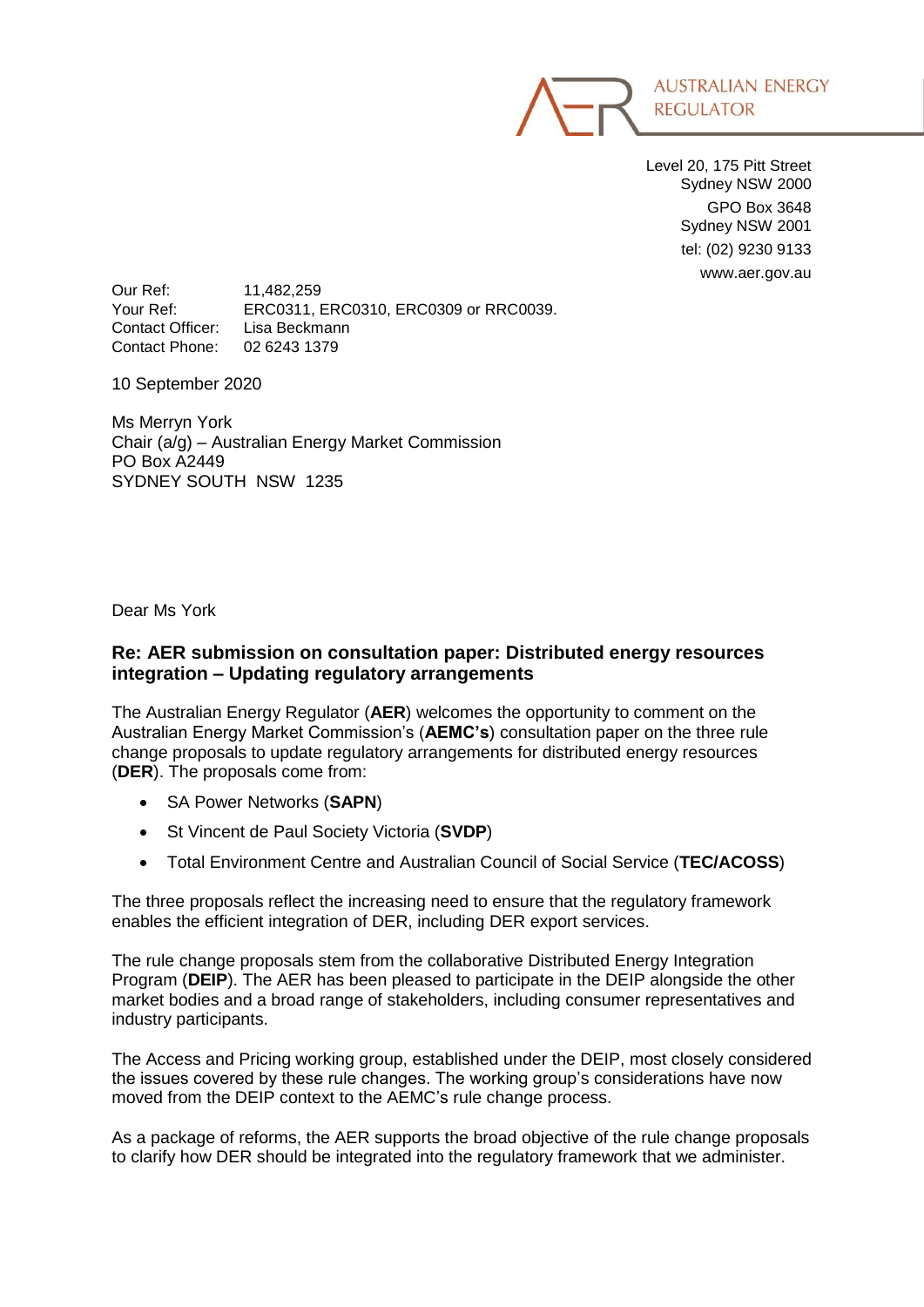AUSTRALIAN ENERGY REGULATOR

Level 20, 175 Pitt Street
Sydney NSW 2000
GPO Box 3648
Sydney NSW 2001
tel: (02) 9230 9133
www.aer.gov.au

Our Ref: 11,482,259
Your Ref: ERC0311, ERC0310, ERC0309 or RRC0039.
Contact Officer: Lisa Beckmann
Contact Phone: 02 6243 1379

10 September 2020

Ms Merryn York
Chair (a/g) – Australian Energy Market Commission
PO Box A2449
SYDNEY SOUTH NSW 1235

Dear Ms York

**Re: AER submission on consultation paper: Distributed energy resources integration – Updating regulatory arrangements**

The Australian Energy Regulator (**AER**) welcomes the opportunity to comment on the Australian Energy Market Commission's (**AEMC's**) consultation paper on the three rule change proposals to update regulatory arrangements for distributed energy resources (**DER**). The proposals come from:

- SA Power Networks (**SAPN**)
- St Vincent de Paul Society Victoria (**SVDP**)
- Total Environment Centre and Australian Council of Social Service (**TEC/ACOSS**)

The three proposals reflect the increasing need to ensure that the regulatory framework enables the efficient integration of DER, including DER export services.

The rule change proposals stem from the collaborative Distributed Energy Integration Program (**DEIP**). The AER has been pleased to participate in the DEIP alongside the other market bodies and a broad range of stakeholders, including consumer representatives and industry participants.

The Access and Pricing working group, established under the DEIP, most closely considered the issues covered by these rule changes. The working group's considerations have now moved from the DEIP context to the AEMC's rule change process.

As a package of reforms, the AER supports the broad objective of the rule change proposals to clarify how DER should be integrated into the regulatory framework that we administer.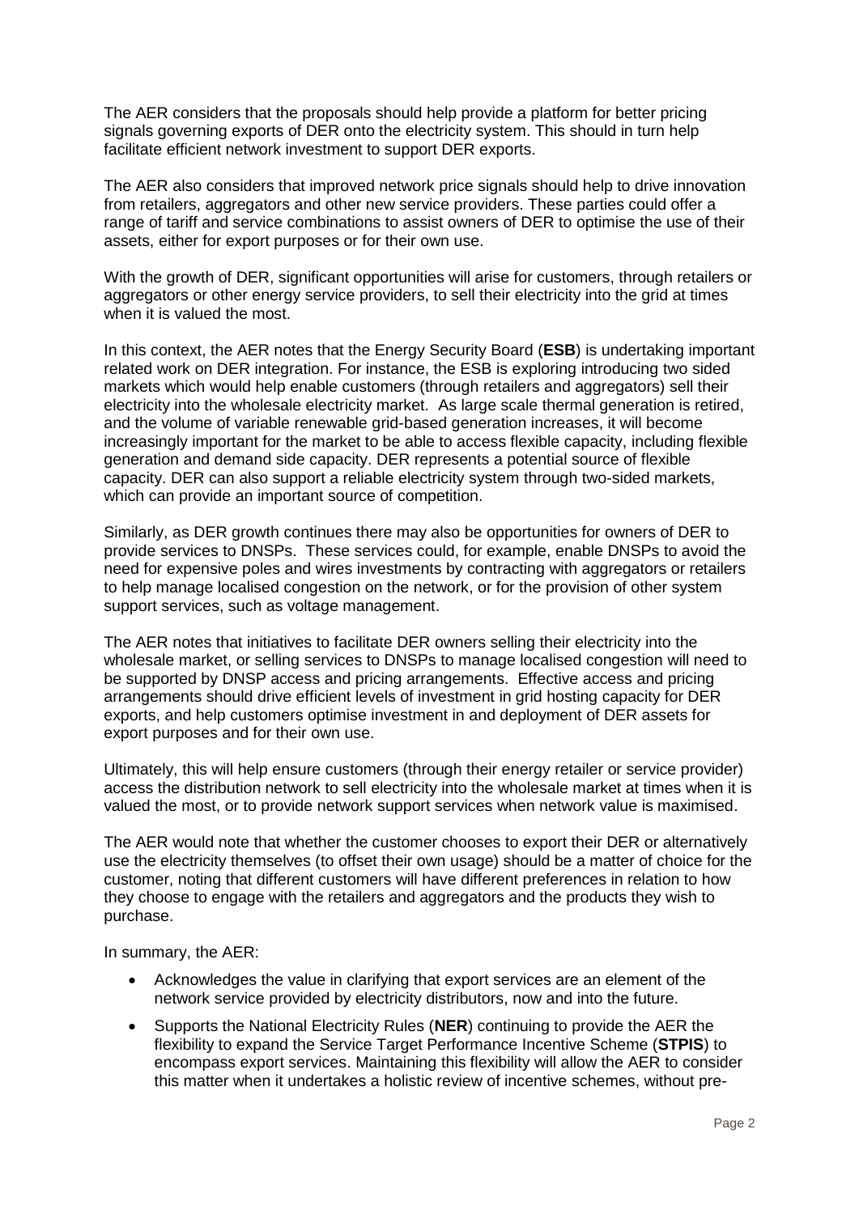The AER considers that the proposals should help provide a platform for better pricing signals governing exports of DER onto the electricity system. This should in turn help facilitate efficient network investment to support DER exports.

The AER also considers that improved network price signals should help to drive innovation from retailers, aggregators and other new service providers. These parties could offer a range of tariff and service combinations to assist owners of DER to optimise the use of their assets, either for export purposes or for their own use.

With the growth of DER, significant opportunities will arise for customers, through retailers or aggregators or other energy service providers, to sell their electricity into the grid at times when it is valued the most.

In this context, the AER notes that the Energy Security Board (**ESB**) is undertaking important related work on DER integration. For instance, the ESB is exploring introducing two sided markets which would help enable customers (through retailers and aggregators) sell their electricity into the wholesale electricity market. As large scale thermal generation is retired, and the volume of variable renewable grid-based generation increases, it will become increasingly important for the market to be able to access flexible capacity, including flexible generation and demand side capacity. DER represents a potential source of flexible capacity. DER can also support a reliable electricity system through two-sided markets, which can provide an important source of competition.

Similarly, as DER growth continues there may also be opportunities for owners of DER to provide services to DNSPs. These services could, for example, enable DNSPs to avoid the need for expensive poles and wires investments by contracting with aggregators or retailers to help manage localised congestion on the network, or for the provision of other system support services, such as voltage management.

The AER notes that initiatives to facilitate DER owners selling their electricity into the wholesale market, or selling services to DNSPs to manage localised congestion will need to be supported by DNSP access and pricing arrangements. Effective access and pricing arrangements should drive efficient levels of investment in grid hosting capacity for DER exports, and help customers optimise investment in and deployment of DER assets for export purposes and for their own use.

Ultimately, this will help ensure customers (through their energy retailer or service provider) access the distribution network to sell electricity into the wholesale market at times when it is valued the most, or to provide network support services when network value is maximised.

The AER would note that whether the customer chooses to export their DER or alternatively use the electricity themselves (to offset their own usage) should be a matter of choice for the customer, noting that different customers will have different preferences in relation to how they choose to engage with the retailers and aggregators and the products they wish to purchase.

In summary, the AER:

- Acknowledges the value in clarifying that export services are an element of the network service provided by electricity distributors, now and into the future.
- Supports the National Electricity Rules (**NER**) continuing to provide the AER the flexibility to expand the Service Target Performance Incentive Scheme (**STPIS**) to encompass export services. Maintaining this flexibility will allow the AER to consider this matter when it undertakes a holistic review of incentive schemes, without pre-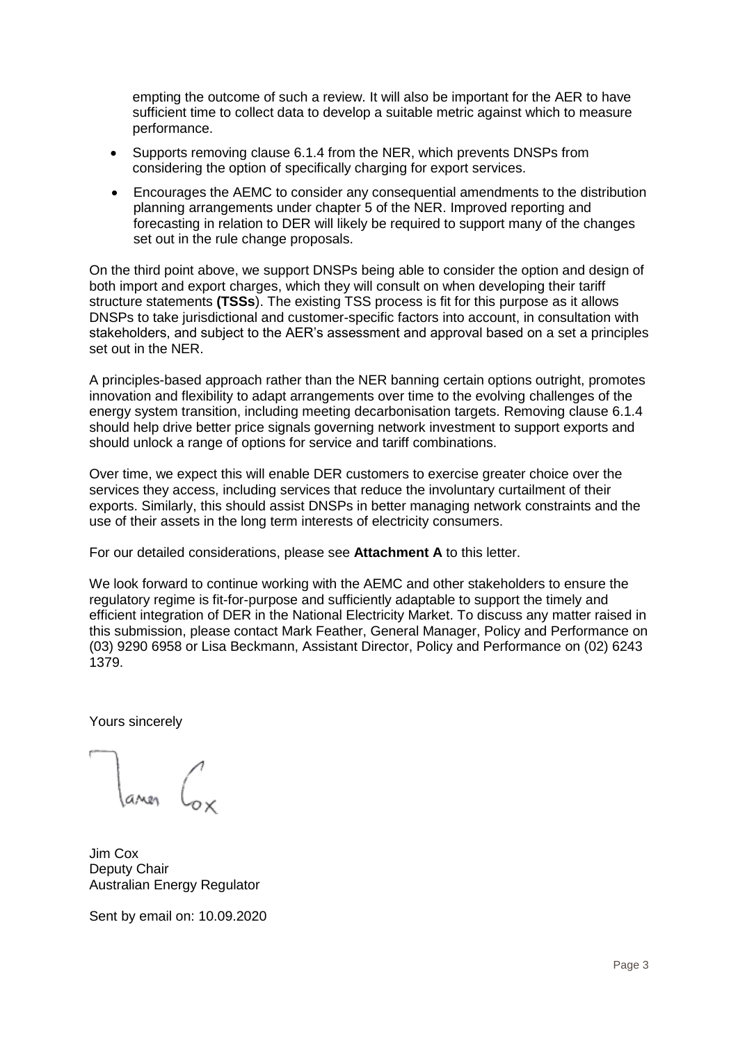empting the outcome of such a review. It will also be important for the AER to have sufficient time to collect data to develop a suitable metric against which to measure performance.

- Supports removing clause 6.1.4 from the NER, which prevents DNSPs from considering the option of specifically charging for export services.
- Encourages the AEMC to consider any consequential amendments to the distribution planning arrangements under chapter 5 of the NER. Improved reporting and forecasting in relation to DER will likely be required to support many of the changes set out in the rule change proposals.

On the third point above, we support DNSPs being able to consider the option and design of both import and export charges, which they will consult on when developing their tariff structure statements **(TSSs**). The existing TSS process is fit for this purpose as it allows DNSPs to take jurisdictional and customer-specific factors into account, in consultation with stakeholders, and subject to the AER's assessment and approval based on a set a principles set out in the NER.

A principles-based approach rather than the NER banning certain options outright, promotes innovation and flexibility to adapt arrangements over time to the evolving challenges of the energy system transition, including meeting decarbonisation targets. Removing clause 6.1.4 should help drive better price signals governing network investment to support exports and should unlock a range of options for service and tariff combinations.

Over time, we expect this will enable DER customers to exercise greater choice over the services they access, including services that reduce the involuntary curtailment of their exports. Similarly, this should assist DNSPs in better managing network constraints and the use of their assets in the long term interests of electricity consumers.

For our detailed considerations, please see **Attachment A** to this letter.

We look forward to continue working with the AEMC and other stakeholders to ensure the regulatory regime is fit-for-purpose and sufficiently adaptable to support the timely and efficient integration of DER in the National Electricity Market. To discuss any matter raised in this submission, please contact Mark Feather, General Manager, Policy and Performance on (03) 9290 6958 or Lisa Beckmann, Assistant Director, Policy and Performance on (02) 6243 1379.

Yours sincerely

Jim Cox
Deputy Chair
Australian Energy Regulator

Sent by email on: 10.09.2020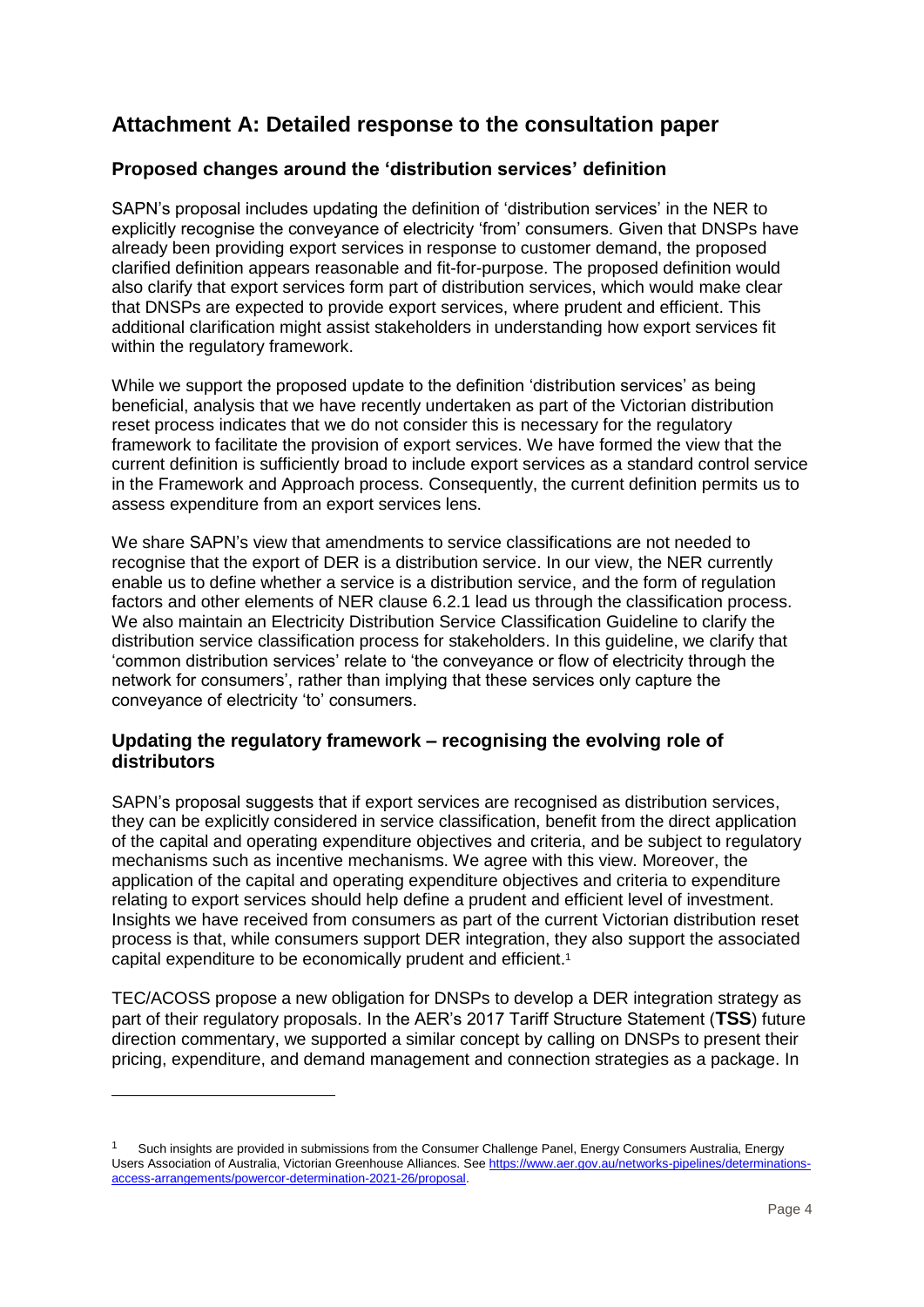# Attachment A: Detailed response to the consultation paper

## Proposed changes around the 'distribution services' definition

SAPN's proposal includes updating the definition of 'distribution services' in the NER to explicitly recognise the conveyance of electricity 'from' consumers. Given that DNSPs have already been providing export services in response to customer demand, the proposed clarified definition appears reasonable and fit-for-purpose. The proposed definition would also clarify that export services form part of distribution services, which would make clear that DNSPs are expected to provide export services, where prudent and efficient. This additional clarification might assist stakeholders in understanding how export services fit within the regulatory framework.

While we support the proposed update to the definition 'distribution services' as being beneficial, analysis that we have recently undertaken as part of the Victorian distribution reset process indicates that we do not consider this is necessary for the regulatory framework to facilitate the provision of export services. We have formed the view that the current definition is sufficiently broad to include export services as a standard control service in the Framework and Approach process. Consequently, the current definition permits us to assess expenditure from an export services lens.

We share SAPN's view that amendments to service classifications are not needed to recognise that the export of DER is a distribution service. In our view, the NER currently enable us to define whether a service is a distribution service, and the form of regulation factors and other elements of NER clause 6.2.1 lead us through the classification process. We also maintain an Electricity Distribution Service Classification Guideline to clarify the distribution service classification process for stakeholders. In this guideline, we clarify that 'common distribution services' relate to 'the conveyance or flow of electricity through the network for consumers', rather than implying that these services only capture the conveyance of electricity 'to' consumers.

## Updating the regulatory framework – recognising the evolving role of distributors

SAPN's proposal suggests that if export services are recognised as distribution services, they can be explicitly considered in service classification, benefit from the direct application of the capital and operating expenditure objectives and criteria, and be subject to regulatory mechanisms such as incentive mechanisms. We agree with this view. Moreover, the application of the capital and operating expenditure objectives and criteria to expenditure relating to export services should help define a prudent and efficient level of investment. Insights we have received from consumers as part of the current Victorian distribution reset process is that, while consumers support DER integration, they also support the associated capital expenditure to be economically prudent and efficient.[1]

TEC/ACOSS propose a new obligation for DNSPs to develop a DER integration strategy as part of their regulatory proposals. In the AER's 2017 Tariff Structure Statement (**TSS**) future direction commentary, we supported a similar concept by calling on DNSPs to present their pricing, expenditure, and demand management and connection strategies as a package. In

---

[1] Such insights are provided in submissions from the Consumer Challenge Panel, Energy Consumers Australia, Energy Users Association of Australia, Victorian Greenhouse Alliances. See https://www.aer.gov.au/networks-pipelines/determinations-access-arrangements/powercor-determination-2021-26/proposal.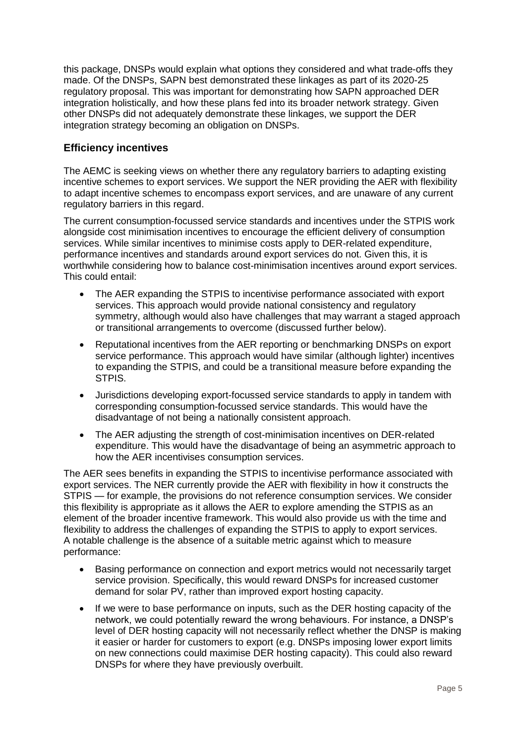this package, DNSPs would explain what options they considered and what trade-offs they made. Of the DNSPs, SAPN best demonstrated these linkages as part of its 2020-25 regulatory proposal. This was important for demonstrating how SAPN approached DER integration holistically, and how these plans fed into its broader network strategy. Given other DNSPs did not adequately demonstrate these linkages, we support the DER integration strategy becoming an obligation on DNSPs.

## Efficiency incentives

The AEMC is seeking views on whether there any regulatory barriers to adapting existing incentive schemes to export services. We support the NER providing the AER with flexibility to adapt incentive schemes to encompass export services, and are unaware of any current regulatory barriers in this regard.

The current consumption-focussed service standards and incentives under the STPIS work alongside cost minimisation incentives to encourage the efficient delivery of consumption services. While similar incentives to minimise costs apply to DER-related expenditure, performance incentives and standards around export services do not. Given this, it is worthwhile considering how to balance cost-minimisation incentives around export services. This could entail:

- The AER expanding the STPIS to incentivise performance associated with export services. This approach would provide national consistency and regulatory symmetry, although would also have challenges that may warrant a staged approach or transitional arrangements to overcome (discussed further below).
- Reputational incentives from the AER reporting or benchmarking DNSPs on export service performance. This approach would have similar (although lighter) incentives to expanding the STPIS, and could be a transitional measure before expanding the STPIS.
- Jurisdictions developing export-focussed service standards to apply in tandem with corresponding consumption-focussed service standards. This would have the disadvantage of not being a nationally consistent approach.
- The AER adjusting the strength of cost-minimisation incentives on DER-related expenditure. This would have the disadvantage of being an asymmetric approach to how the AER incentivises consumption services.

The AER sees benefits in expanding the STPIS to incentivise performance associated with export services. The NER currently provide the AER with flexibility in how it constructs the STPIS — for example, the provisions do not reference consumption services. We consider this flexibility is appropriate as it allows the AER to explore amending the STPIS as an element of the broader incentive framework. This would also provide us with the time and flexibility to address the challenges of expanding the STPIS to apply to export services. A notable challenge is the absence of a suitable metric against which to measure performance:

- Basing performance on connection and export metrics would not necessarily target service provision. Specifically, this would reward DNSPs for increased customer demand for solar PV, rather than improved export hosting capacity.
- If we were to base performance on inputs, such as the DER hosting capacity of the network, we could potentially reward the wrong behaviours. For instance, a DNSP's level of DER hosting capacity will not necessarily reflect whether the DNSP is making it easier or harder for customers to export (e.g. DNSPs imposing lower export limits on new connections could maximise DER hosting capacity). This could also reward DNSPs for where they have previously overbuilt.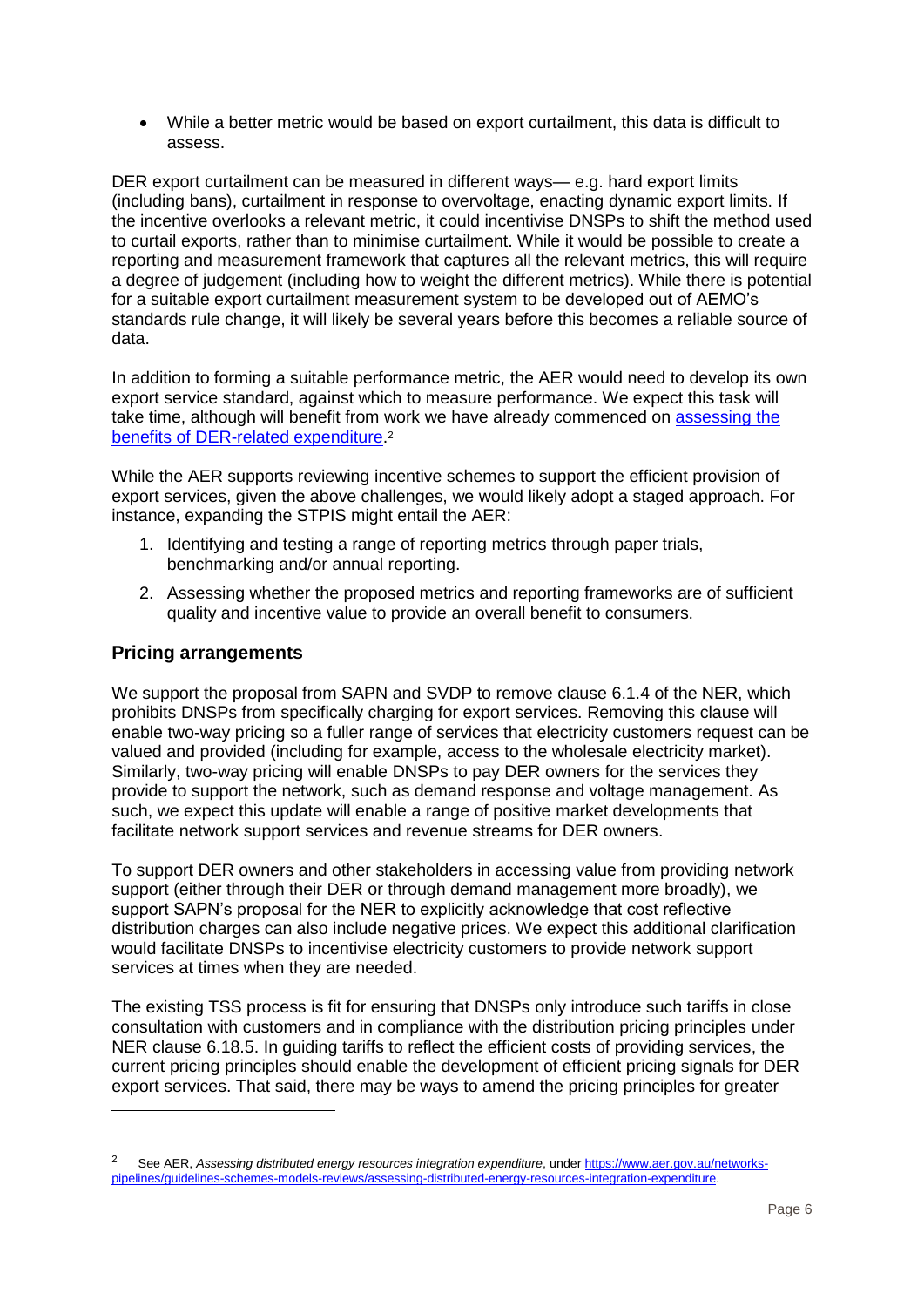- While a better metric would be based on export curtailment, this data is difficult to assess.

DER export curtailment can be measured in different ways— e.g. hard export limits (including bans), curtailment in response to overvoltage, enacting dynamic export limits. If the incentive overlooks a relevant metric, it could incentivise DNSPs to shift the method used to curtail exports, rather than to minimise curtailment. While it would be possible to create a reporting and measurement framework that captures all the relevant metrics, this will require a degree of judgement (including how to weight the different metrics). While there is potential for a suitable export curtailment measurement system to be developed out of AEMO's standards rule change, it will likely be several years before this becomes a reliable source of data.

In addition to forming a suitable performance metric, the AER would need to develop its own export service standard, against which to measure performance. We expect this task will take time, although will benefit from work we have already commenced on assessing the benefits of DER-related expenditure.[2]

While the AER supports reviewing incentive schemes to support the efficient provision of export services, given the above challenges, we would likely adopt a staged approach. For instance, expanding the STPIS might entail the AER:

1. Identifying and testing a range of reporting metrics through paper trials, benchmarking and/or annual reporting.
2. Assessing whether the proposed metrics and reporting frameworks are of sufficient quality and incentive value to provide an overall benefit to consumers.

## Pricing arrangements

We support the proposal from SAPN and SVDP to remove clause 6.1.4 of the NER, which prohibits DNSPs from specifically charging for export services. Removing this clause will enable two-way pricing so a fuller range of services that electricity customers request can be valued and provided (including for example, access to the wholesale electricity market). Similarly, two-way pricing will enable DNSPs to pay DER owners for the services they provide to support the network, such as demand response and voltage management. As such, we expect this update will enable a range of positive market developments that facilitate network support services and revenue streams for DER owners.

To support DER owners and other stakeholders in accessing value from providing network support (either through their DER or through demand management more broadly), we support SAPN's proposal for the NER to explicitly acknowledge that cost reflective distribution charges can also include negative prices. We expect this additional clarification would facilitate DNSPs to incentivise electricity customers to provide network support services at times when they are needed.

The existing TSS process is fit for ensuring that DNSPs only introduce such tariffs in close consultation with customers and in compliance with the distribution pricing principles under NER clause 6.18.5. In guiding tariffs to reflect the efficient costs of providing services, the current pricing principles should enable the development of efficient pricing signals for DER export services. That said, there may be ways to amend the pricing principles for greater

---

[2] See AER, *Assessing distributed energy resources integration expenditure*, under https://www.aer.gov.au/networks-pipelines/guidelines-schemes-models-reviews/assessing-distributed-energy-resources-integration-expenditure.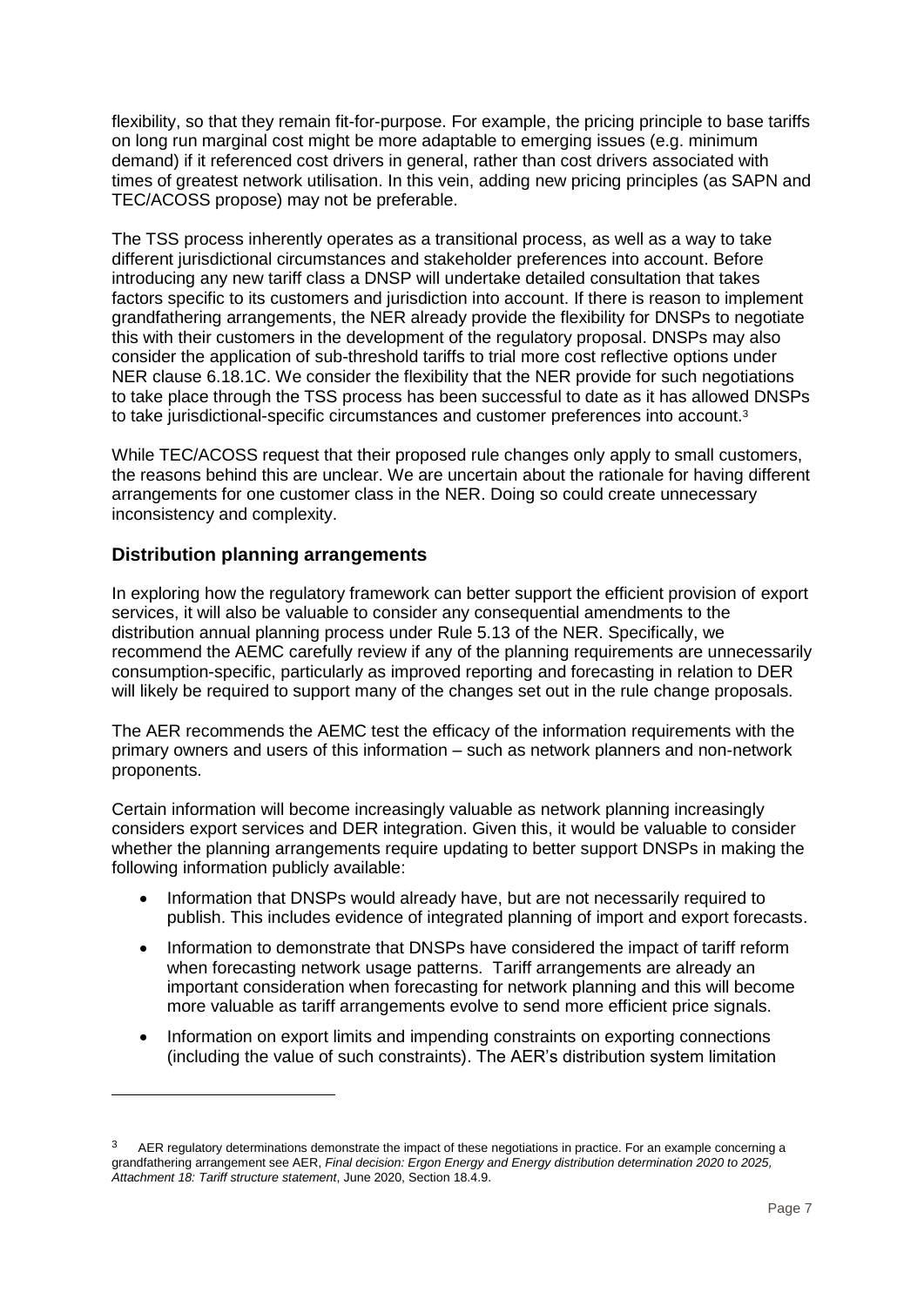flexibility, so that they remain fit-for-purpose. For example, the pricing principle to base tariffs on long run marginal cost might be more adaptable to emerging issues (e.g. minimum demand) if it referenced cost drivers in general, rather than cost drivers associated with times of greatest network utilisation. In this vein, adding new pricing principles (as SAPN and TEC/ACOSS propose) may not be preferable.

The TSS process inherently operates as a transitional process, as well as a way to take different jurisdictional circumstances and stakeholder preferences into account. Before introducing any new tariff class a DNSP will undertake detailed consultation that takes factors specific to its customers and jurisdiction into account. If there is reason to implement grandfathering arrangements, the NER already provide the flexibility for DNSPs to negotiate this with their customers in the development of the regulatory proposal. DNSPs may also consider the application of sub-threshold tariffs to trial more cost reflective options under NER clause 6.18.1C. We consider the flexibility that the NER provide for such negotiations to take place through the TSS process has been successful to date as it has allowed DNSPs to take jurisdictional-specific circumstances and customer preferences into account.[3]

While TEC/ACOSS request that their proposed rule changes only apply to small customers, the reasons behind this are unclear. We are uncertain about the rationale for having different arrangements for one customer class in the NER. Doing so could create unnecessary inconsistency and complexity.

## Distribution planning arrangements

In exploring how the regulatory framework can better support the efficient provision of export services, it will also be valuable to consider any consequential amendments to the distribution annual planning process under Rule 5.13 of the NER. Specifically, we recommend the AEMC carefully review if any of the planning requirements are unnecessarily consumption-specific, particularly as improved reporting and forecasting in relation to DER will likely be required to support many of the changes set out in the rule change proposals.

The AER recommends the AEMC test the efficacy of the information requirements with the primary owners and users of this information – such as network planners and non-network proponents.

Certain information will become increasingly valuable as network planning increasingly considers export services and DER integration. Given this, it would be valuable to consider whether the planning arrangements require updating to better support DNSPs in making the following information publicly available:

- Information that DNSPs would already have, but are not necessarily required to publish. This includes evidence of integrated planning of import and export forecasts.
- Information to demonstrate that DNSPs have considered the impact of tariff reform when forecasting network usage patterns. Tariff arrangements are already an important consideration when forecasting for network planning and this will become more valuable as tariff arrangements evolve to send more efficient price signals.
- Information on export limits and impending constraints on exporting connections (including the value of such constraints). The AER's distribution system limitation

---

[3] AER regulatory determinations demonstrate the impact of these negotiations in practice. For an example concerning a grandfathering arrangement see AER, *Final decision: Ergon Energy and Energy distribution determination 2020 to 2025, Attachment 18: Tariff structure statement*, June 2020, Section 18.4.9.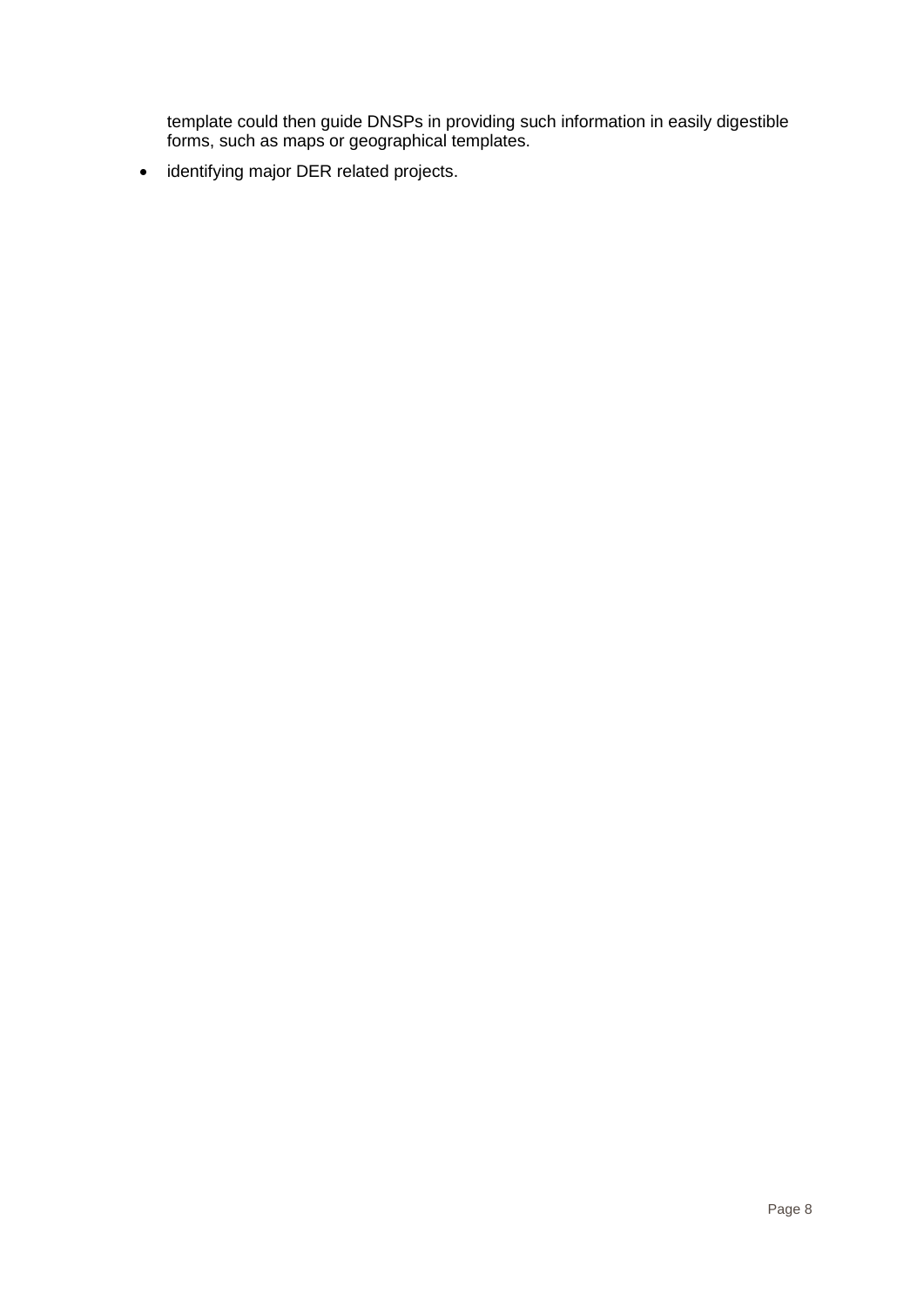template could then guide DNSPs in providing such information in easily digestible forms, such as maps or geographical templates.

- identifying major DER related projects.